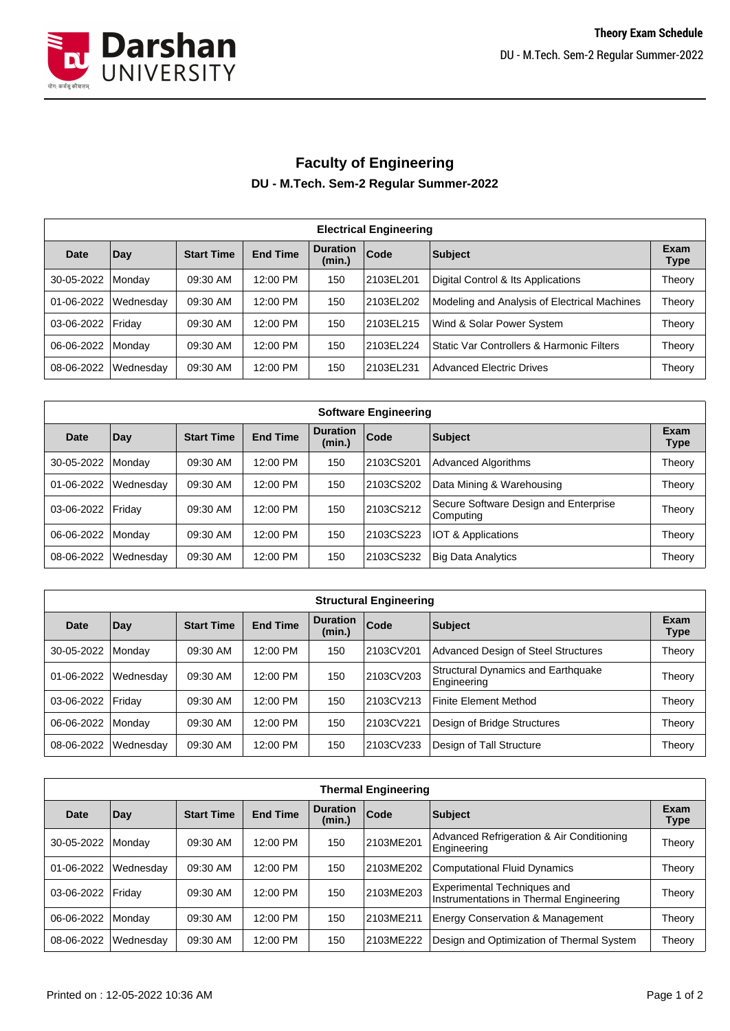# Faculty of Engineering

## DU - M.Tech. Sem-2 Regular Summer-2022

| Electrical Engineering | | | | | | | |
|---|---|---|---|---|---|---|---|
| **Date** | **Day** | **Start Time** | **End Time** | **Duration (min.)** | **Code** | **Subject** | **Exam Type** |
| 30-05-2022 | Monday | 09:30 AM | 12:00 PM | 150 | 2103EL201 | Digital Control & Its Applications | Theory |
| 01-06-2022 | Wednesday | 09:30 AM | 12:00 PM | 150 | 2103EL202 | Modeling and Analysis of Electrical Machines | Theory |
| 03-06-2022 | Friday | 09:30 AM | 12:00 PM | 150 | 2103EL215 | Wind & Solar Power System | Theory |
| 06-06-2022 | Monday | 09:30 AM | 12:00 PM | 150 | 2103EL224 | Static Var Controllers & Harmonic Filters | Theory |
| 08-06-2022 | Wednesday | 09:30 AM | 12:00 PM | 150 | 2103EL231 | Advanced Electric Drives | Theory |

| Software Engineering | | | | | | | |
|---|---|---|---|---|---|---|---|
| **Date** | **Day** | **Start Time** | **End Time** | **Duration (min.)** | **Code** | **Subject** | **Exam Type** |
| 30-05-2022 | Monday | 09:30 AM | 12:00 PM | 150 | 2103CS201 | Advanced Algorithms | Theory |
| 01-06-2022 | Wednesday | 09:30 AM | 12:00 PM | 150 | 2103CS202 | Data Mining & Warehousing | Theory |
| 03-06-2022 | Friday | 09:30 AM | 12:00 PM | 150 | 2103CS212 | Secure Software Design and Enterprise Computing | Theory |
| 06-06-2022 | Monday | 09:30 AM | 12:00 PM | 150 | 2103CS223 | IOT & Applications | Theory |
| 08-06-2022 | Wednesday | 09:30 AM | 12:00 PM | 150 | 2103CS232 | Big Data Analytics | Theory |

| Structural Engineering | | | | | | | |
|---|---|---|---|---|---|---|---|
| **Date** | **Day** | **Start Time** | **End Time** | **Duration (min.)** | **Code** | **Subject** | **Exam Type** |
| 30-05-2022 | Monday | 09:30 AM | 12:00 PM | 150 | 2103CV201 | Advanced Design of Steel Structures | Theory |
| 01-06-2022 | Wednesday | 09:30 AM | 12:00 PM | 150 | 2103CV203 | Structural Dynamics and Earthquake Engineering | Theory |
| 03-06-2022 | Friday | 09:30 AM | 12:00 PM | 150 | 2103CV213 | Finite Element Method | Theory |
| 06-06-2022 | Monday | 09:30 AM | 12:00 PM | 150 | 2103CV221 | Design of Bridge Structures | Theory |
| 08-06-2022 | Wednesday | 09:30 AM | 12:00 PM | 150 | 2103CV233 | Design of Tall Structure | Theory |

| Thermal Engineering | | | | | | | |
|---|---|---|---|---|---|---|---|
| **Date** | **Day** | **Start Time** | **End Time** | **Duration (min.)** | **Code** | **Subject** | **Exam Type** |
| 30-05-2022 | Monday | 09:30 AM | 12:00 PM | 150 | 2103ME201 | Advanced Refrigeration & Air Conditioning Engineering | Theory |
| 01-06-2022 | Wednesday | 09:30 AM | 12:00 PM | 150 | 2103ME202 | Computational Fluid Dynamics | Theory |
| 03-06-2022 | Friday | 09:30 AM | 12:00 PM | 150 | 2103ME203 | Experimental Techniques and Instrumentations in Thermal Engineering | Theory |
| 06-06-2022 | Monday | 09:30 AM | 12:00 PM | 150 | 2103ME211 | Energy Conservation & Management | Theory |
| 08-06-2022 | Wednesday | 09:30 AM | 12:00 PM | 150 | 2103ME222 | Design and Optimization of Thermal System | Theory |

Printed on : 12-05-2022 10:36 AM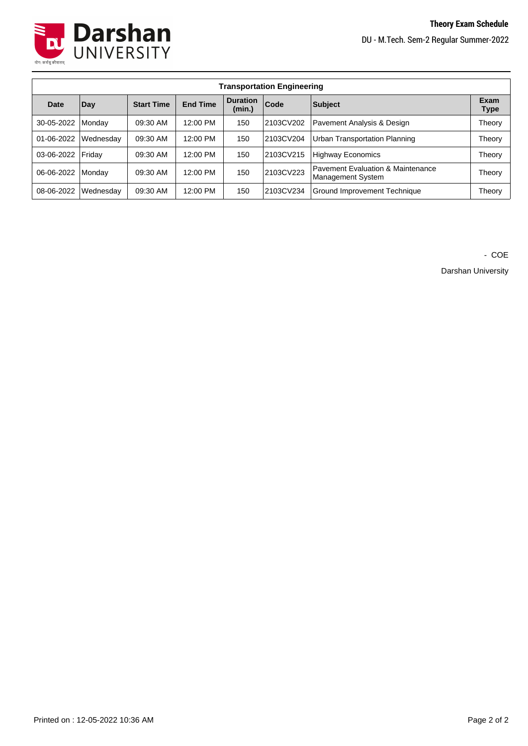**Theory Exam Schedule**

DU - M.Tech. Sem-2 Regular Summer-2022

## Transportation Engineering

| Date | Day | Start Time | End Time | Duration (min.) | Code | Subject | Exam Type |
|---|---|---|---|---|---|---|---|
| 30-05-2022 | Monday | 09:30 AM | 12:00 PM | 150 | 2103CV202 | Pavement Analysis & Design | Theory |
| 01-06-2022 | Wednesday | 09:30 AM | 12:00 PM | 150 | 2103CV204 | Urban Transportation Planning | Theory |
| 03-06-2022 | Friday | 09:30 AM | 12:00 PM | 150 | 2103CV215 | Highway Economics | Theory |
| 06-06-2022 | Monday | 09:30 AM | 12:00 PM | 150 | 2103CV223 | Pavement Evaluation & Maintenance Management System | Theory |
| 08-06-2022 | Wednesday | 09:30 AM | 12:00 PM | 150 | 2103CV234 | Ground Improvement Technique | Theory |

\- COE

Darshan University

Printed on : 12-05-2022 10:36 AM